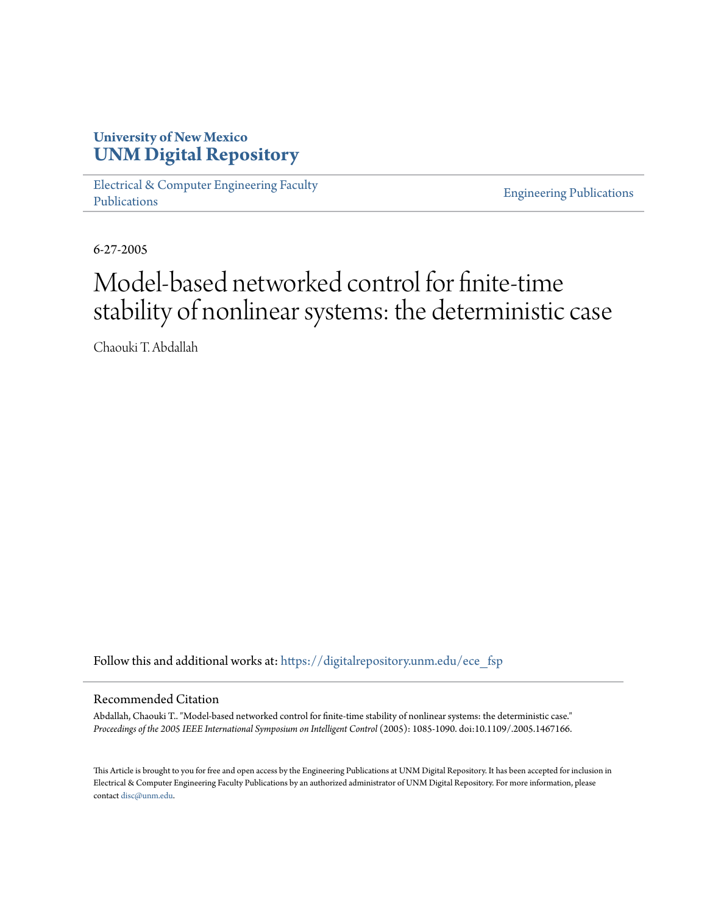**University of New Mexico**
**UNM Digital Repository**

Electrical & Computer Engineering Faculty Publications

Engineering Publications

6-27-2005

# Model-based networked control for finite-time stability of nonlinear systems: the deterministic case

Chaouki T. Abdallah

Follow this and additional works at: https://digitalrepository.unm.edu/ece_fsp

## Recommended Citation

Abdallah, Chaouki T.. "Model-based networked control for finite-time stability of nonlinear systems: the deterministic case." *Proceedings of the 2005 IEEE International Symposium on Intelligent Control* (2005): 1085-1090. doi:10.1109/.2005.1467166.

This Article is brought to you for free and open access by the Engineering Publications at UNM Digital Repository. It has been accepted for inclusion in Electrical & Computer Engineering Faculty Publications by an authorized administrator of UNM Digital Repository. For more information, please contact disc@unm.edu.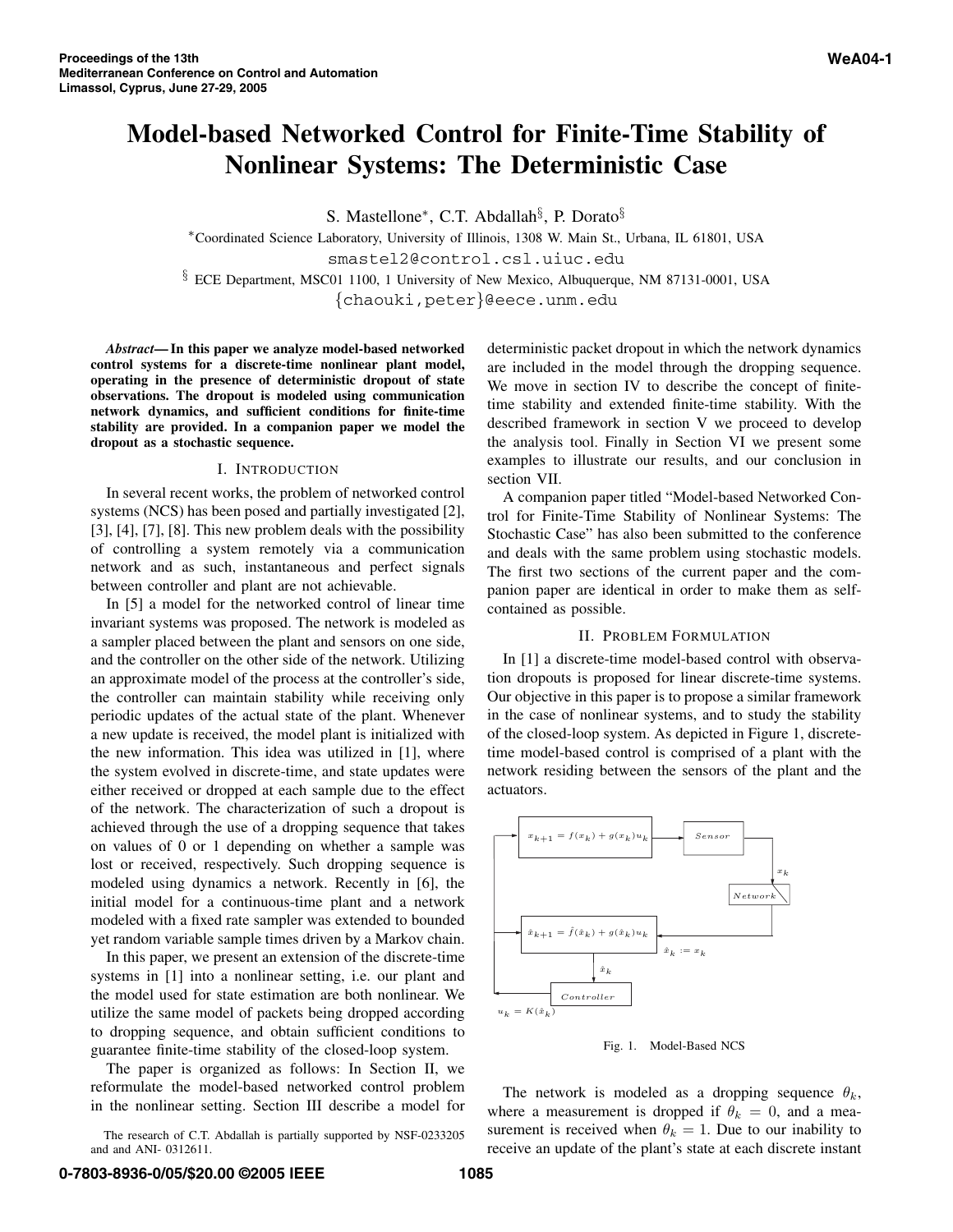# Model-based Networked Control for Finite-Time Stability of Nonlinear Systems: The Deterministic Case

S. Mastellone*, C.T. Abdallah§, P. Dorato§

*Coordinated Science Laboratory, University of Illinois, 1308 W. Main St., Urbana, IL 61801, USA

smastel2@control.csl.uiuc.edu

§ ECE Department, MSC01 1100, 1 University of New Mexico, Albuquerque, NM 87131-0001, USA

{chaouki,peter}@eece.unm.edu

***Abstract*— In this paper we analyze model-based networked control systems for a discrete-time nonlinear plant model, operating in the presence of deterministic dropout of state observations. The dropout is modeled using communication network dynamics, and sufficient conditions for finite-time stability are provided. In a companion paper we model the dropout as a stochastic sequence.**

## I. Introduction

In several recent works, the problem of networked control systems (NCS) has been posed and partially investigated [2], [3], [4], [7], [8]. This new problem deals with the possibility of controlling a system remotely via a communication network and as such, instantaneous and perfect signals between controller and plant are not achievable.

In [5] a model for the networked control of linear time invariant systems was proposed. The network is modeled as a sampler placed between the plant and sensors on one side, and the controller on the other side of the network. Utilizing an approximate model of the process at the controller's side, the controller can maintain stability while receiving only periodic updates of the actual state of the plant. Whenever a new update is received, the model plant is initialized with the new information. This idea was utilized in [1], where the system evolved in discrete-time, and state updates were either received or dropped at each sample due to the effect of the network. The characterization of such a dropout is achieved through the use of a dropping sequence that takes on values of 0 or 1 depending on whether a sample was lost or received, respectively. Such dropping sequence is modeled using dynamics a network. Recently in [6], the initial model for a continuous-time plant and a network modeled with a fixed rate sampler was extended to bounded yet random variable sample times driven by a Markov chain.

In this paper, we present an extension of the discrete-time systems in [1] into a nonlinear setting, i.e. our plant and the model used for state estimation are both nonlinear. We utilize the same model of packets being dropped according to dropping sequence, and obtain sufficient conditions to guarantee finite-time stability of the closed-loop system.

The paper is organized as follows: In Section II, we reformulate the model-based networked control problem in the nonlinear setting. Section III describe a model for deterministic packet dropout in which the network dynamics are included in the model through the dropping sequence. We move in section IV to describe the concept of finite-time stability and extended finite-time stability. With the described framework in section V we proceed to develop the analysis tool. Finally in Section VI we present some examples to illustrate our results, and our conclusion in section VII.

A companion paper titled "Model-based Networked Control for Finite-Time Stability of Nonlinear Systems: The Stochastic Case" has also been submitted to the conference and deals with the same problem using stochastic models. The first two sections of the current paper and the companion paper are identical in order to make them as self-contained as possible.

## II. Problem Formulation

In [1] a discrete-time model-based control with observation dropouts is proposed for linear discrete-time systems. Our objective in this paper is to propose a similar framework in the case of nonlinear systems, and to study the stability of the closed-loop system. As depicted in Figure 1, discrete-time model-based control is comprised of a plant with the network residing between the sensors of the plant and the actuators.

$x_{k+1} = f(x_k) + g(x_k)u_k$ — Sensor — $x_k$ — Network — $\hat{x}_k := x_k$ — $\hat{x}_{k+1} = \hat{f}(\hat{x}_k) + g(\hat{x}_k)u_k$ — $\hat{x}_k$ — Controller — $u_k = K(\hat{x}_k)$

Fig. 1. Model-Based NCS

The network is modeled as a dropping sequence $\theta_k$, where a measurement is dropped if $\theta_k = 0$, and a measurement is received when $\theta_k = 1$. Due to our inability to receive an update of the plant's state at each discrete instant

The research of C.T. Abdallah is partially supported by NSF-0233205 and and ANI- 0312611.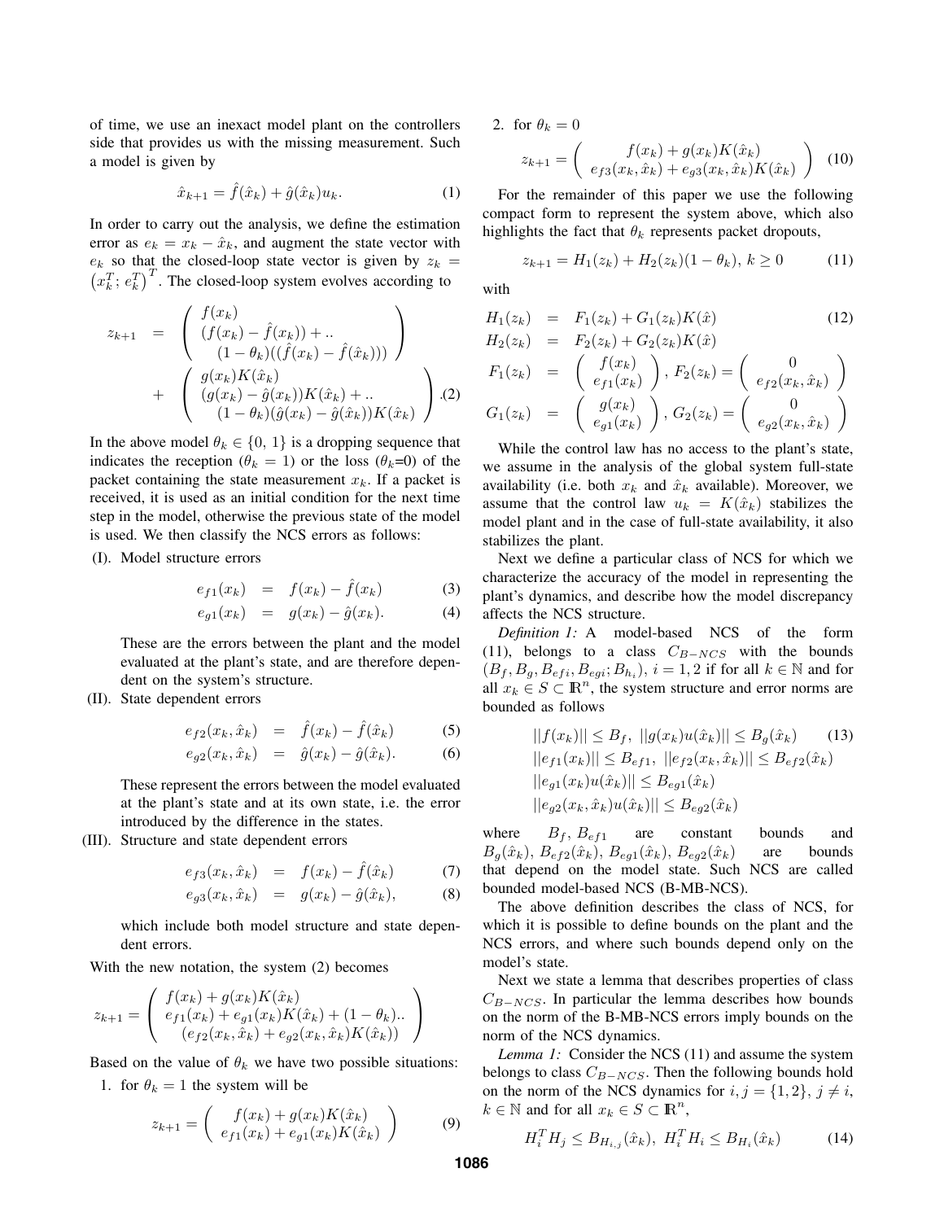of time, we use an inexact model plant on the controllers side that provides us with the missing measurement. Such a model is given by

$$\hat{x}_{k+1} = \hat{f}(\hat{x}_k) + \hat{g}(\hat{x}_k)u_k. \tag{1}$$

In order to carry out the analysis, we define the estimation error as $e_k = x_k - \hat{x}_k$, and augment the state vector with $e_k$ so that the closed-loop state vector is given by $z_k = \left(x_k^T;\, e_k^T\right)^T$. The closed-loop system evolves according to

$$\begin{aligned} z_{k+1} &= \begin{pmatrix} f(x_k) \\ (f(x_k) - \hat{f}(x_k)) + .. \\ \quad (1-\theta_k)((\hat{f}(x_k) - \hat{f}(\hat{x}_k))) \end{pmatrix} \\ &+ \begin{pmatrix} g(x_k)K(\hat{x}_k) \\ (g(x_k) - \hat{g}(x_k))K(\hat{x}_k) + .. \\ \quad (1-\theta_k)(\hat{g}(x_k) - \hat{g}(\hat{x}_k))K(\hat{x}_k) \end{pmatrix}. \end{aligned} \tag{2}$$

In the above model $\theta_k \in \{0, 1\}$ is a dropping sequence that indicates the reception ($\theta_k = 1$) or the loss ($\theta_k$=0) of the packet containing the state measurement $x_k$. If a packet is received, it is used as an initial condition for the next time step in the model, otherwise the previous state of the model is used. We then classify the NCS errors as follows:

(I). Model structure errors

$$e_{f1}(x_k) = f(x_k) - \hat{f}(x_k) \tag{3}$$

$$e_{g1}(x_k) = g(x_k) - \hat{g}(x_k). \tag{4}$$

These are the errors between the plant and the model evaluated at the plant's state, and are therefore dependent on the system's structure.

(II). State dependent errors

$$e_{f2}(x_k, \hat{x}_k) = \hat{f}(x_k) - \hat{f}(\hat{x}_k) \tag{5}$$

$$e_{g2}(x_k, \hat{x}_k) = \hat{g}(x_k) - \hat{g}(\hat{x}_k). \tag{6}$$

These represent the errors between the model evaluated at the plant's state and at its own state, i.e. the error introduced by the difference in the states.

(III). Structure and state dependent errors

$$e_{f3}(x_k, \hat{x}_k) = f(x_k) - \hat{f}(\hat{x}_k) \tag{7}$$

$$e_{g3}(x_k, \hat{x}_k) = g(x_k) - \hat{g}(\hat{x}_k), \tag{8}$$

which include both model structure and state dependent errors.

With the new notation, the system (2) becomes

$$z_{k+1} = \begin{pmatrix} f(x_k) + g(x_k)K(\hat{x}_k) \\ e_{f1}(x_k) + e_{g1}(x_k)K(\hat{x}_k) + (1-\theta_k).. \\ \quad (e_{f2}(x_k, \hat{x}_k) + e_{g2}(x_k, \hat{x}_k)K(\hat{x}_k)) \end{pmatrix}$$

Based on the value of $\theta_k$ we have two possible situations:

1. for $\theta_k = 1$ the system will be

$$z_{k+1} = \begin{pmatrix} f(x_k) + g(x_k)K(\hat{x}_k) \\ e_{f1}(x_k) + e_{g1}(x_k)K(\hat{x}_k) \end{pmatrix} \tag{9}$$

2. for $\theta_k = 0$

$$z_{k+1} = \begin{pmatrix} f(x_k) + g(x_k)K(\hat{x}_k) \\ e_{f3}(x_k, \hat{x}_k) + e_{g3}(x_k, \hat{x}_k)K(\hat{x}_k) \end{pmatrix} \tag{10}$$

For the remainder of this paper we use the following compact form to represent the system above, which also highlights the fact that $\theta_k$ represents packet dropouts,

$$z_{k+1} = H_1(z_k) + H_2(z_k)(1-\theta_k),\ k \geq 0 \tag{11}$$

with

$$\begin{aligned} H_1(z_k) &= F_1(z_k) + G_1(z_k)K(\hat{x}) \\ H_2(z_k) &= F_2(z_k) + G_2(z_k)K(\hat{x}) \\ F_1(z_k) &= \begin{pmatrix} f(x_k) \\ e_{f1}(x_k) \end{pmatrix},\ F_2(z_k) = \begin{pmatrix} 0 \\ e_{f2}(x_k, \hat{x}_k) \end{pmatrix} \\ G_1(z_k) &= \begin{pmatrix} g(x_k) \\ e_{g1}(x_k) \end{pmatrix},\ G_2(z_k) = \begin{pmatrix} 0 \\ e_{g2}(x_k, \hat{x}_k) \end{pmatrix} \end{aligned} \tag{12}$$

While the control law has no access to the plant's state, we assume in the analysis of the global system full-state availability (i.e. both $x_k$ and $\hat{x}_k$ available). Moreover, we assume that the control law $u_k = K(\hat{x}_k)$ stabilizes the model plant and in the case of full-state availability, it also stabilizes the plant.

Next we define a particular class of NCS for which we characterize the accuracy of the model in representing the plant's dynamics, and describe how the model discrepancy affects the NCS structure.

*Definition 1:* A model-based NCS of the form (11), belongs to a class $C_{B-NCS}$ with the bounds $(B_f, B_g, B_{efi}, B_{egi}; B_{h_i})$, $i = 1, 2$ if for all $k \in \mathbb{N}$ and for all $x_k \in S \subset \mathbb{R}^n$, the system structure and error norms are bounded as follows

$$\begin{aligned} &||f(x_k)|| \leq B_f,\ ||g(x_k)u(\hat{x}_k)|| \leq B_g(\hat{x}_k) \\ &||e_{f1}(x_k)|| \leq B_{ef1},\ ||e_{f2}(x_k, \hat{x}_k)|| \leq B_{ef2}(\hat{x}_k) \\ &||e_{g1}(x_k)u(\hat{x}_k)|| \leq B_{eg1}(\hat{x}_k) \\ &||e_{g2}(x_k, \hat{x}_k)u(\hat{x}_k)|| \leq B_{eg2}(\hat{x}_k) \end{aligned} \tag{13}$$

where $B_f$, $B_{ef1}$ are constant bounds and $B_g(\hat{x}_k)$, $B_{ef2}(\hat{x}_k)$, $B_{eg1}(\hat{x}_k)$, $B_{eg2}(\hat{x}_k)$ are bounds that depend on the model state. Such NCS are called bounded model-based NCS (B-MB-NCS).

The above definition describes the class of NCS, for which it is possible to define bounds on the plant and the NCS errors, and where such bounds depend only on the model's state.

Next we state a lemma that describes properties of class $C_{B-NCS}$. In particular the lemma describes how bounds on the norm of the B-MB-NCS errors imply bounds on the norm of the NCS dynamics.

*Lemma 1:* Consider the NCS (11) and assume the system belongs to class $C_{B-NCS}$. Then the following bounds hold on the norm of the NCS dynamics for $i, j = \{1, 2\}$, $j \neq i$, $k \in \mathbb{N}$ and for all $x_k \in S \subset \mathbb{R}^n$,

$$H_i^T H_j \leq B_{H_{i,j}}(\hat{x}_k),\ H_i^T H_i \leq B_{H_i}(\hat{x}_k) \tag{14}$$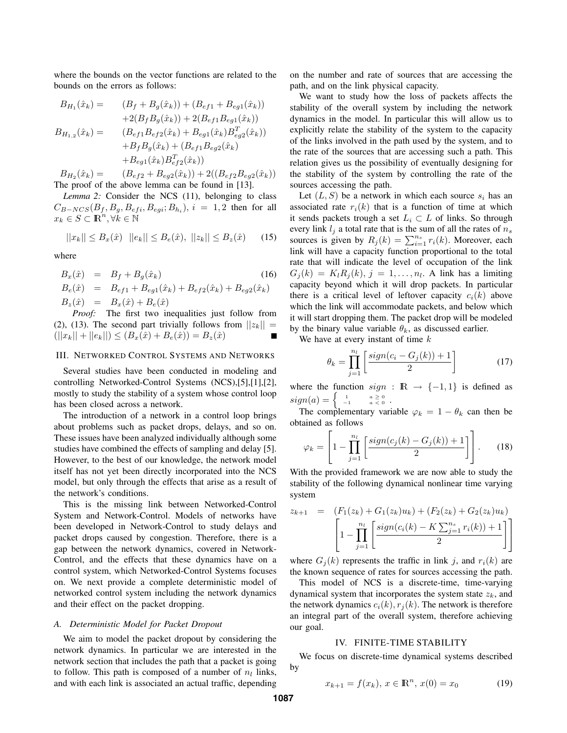where the bounds on the vector functions are related to the bounds on the errors as follows:

$$
\begin{aligned}
B_{H_1}(\hat{x}_k) = & \quad (B_f + B_g(\hat{x}_k)) + (B_{ef1} + B_{eg1}(\hat{x}_k)) \\
& +2(B_f B_g(\hat{x}_k)) + 2(B_{ef1} B_{eg1}(\hat{x}_k)) \\
B_{H_{1,2}}(\hat{x}_k) = & \quad (B_{ef1} B_{ef2}(\hat{x}_k) + B_{eg1}(\hat{x}_k) B_{eg2}^T(\hat{x}_k)) \\
& + B_f B_g(\hat{x}_k) + (B_{ef1} B_{eg2}(\hat{x}_k) \\
& + B_{eg1}(\hat{x}_k) B_{ef2}^T(\hat{x}_k)) \\
B_{H_2}(\hat{x}_k) = & \quad (B_{ef2} + B_{eg2}(\hat{x}_k)) + 2((B_{ef2} B_{eg2}(\hat{x}_k))
\end{aligned}
$$

The proof of the above lemma can be found in [13].

*Lemma 2:* Consider the NCS (11), belonging to class $C_{B-NCS}(B_f, B_g, B_{efi}, B_{egi}; B_{h_i})$, $i = 1, 2$ then for all $x_k \in S \subset \mathbb{R}^n, \forall k \in \mathbb{N}$

$$||x_k|| \leq B_x(\hat{x}) \quad ||e_k|| \leq B_e(\hat{x}), \ ||z_k|| \leq B_z(\hat{x}) \tag{15}$$

where

$$
\begin{aligned}
B_x(\hat{x}) &= B_f + B_g(\hat{x}_k) \\
B_e(\hat{x}) &= B_{ef1} + B_{eg1}(\hat{x}_k) + B_{ef2}(\hat{x}_k) + B_{eg2}(\hat{x}_k) \\
B_z(\hat{x}) &= B_x(\hat{x}) + B_e(\hat{x})
\end{aligned}
\tag{16}
$$

*Proof:* The first two inequalities just follow from (2), (13). The second part trivially follows from $||z_k|| = (||x_k|| + ||e_k||) \leq (B_x(\hat{x}) + B_e(\hat{x})) = B_z(\hat{x})$ ∎

## III. Networked Control Systems and Networks

Several studies have been conducted in modeling and controlling Networked-Control Systems (NCS),[5],[1],[2], mostly to study the stability of a system whose control loop has been closed across a network.

The introduction of a network in a control loop brings about problems such as packet drops, delays, and so on. These issues have been analyzed individually although some studies have combined the effects of sampling and delay [5]. However, to the best of our knowledge, the network model itself has not yet been directly incorporated into the NCS model, but only through the effects that arise as a result of the network's conditions.

This is the missing link between Networked-Control System and Network-Control. Models of networks have been developed in Network-Control to study delays and packet drops caused by congestion. Therefore, there is a gap between the network dynamics, covered in Network-Control, and the effects that these dynamics have on a control system, which Networked-Control Systems focuses on. We next provide a complete deterministic model of networked control system including the network dynamics and their effect on the packet dropping.

### A. Deterministic Model for Packet Dropout

We aim to model the packet dropout by considering the network dynamics. In particular we are interested in the network section that includes the path that a packet is going to follow. This path is composed of a number of $n_l$ links, and with each link is associated an actual traffic, depending on the number and rate of sources that are accessing the path, and on the link physical capacity.

We want to study how the loss of packets affects the stability of the overall system by including the network dynamics in the model. In particular this will allow us to explicitly relate the stability of the system to the capacity of the links involved in the path used by the system, and to the rate of the sources that are accessing such a path. This relation gives us the possibility of eventually designing for the stability of the system by controlling the rate of the sources accessing the path.

Let $(L, S)$ be a network in which each source $s_i$ has an associated rate $r_i(k)$ that is a function of time at which it sends packets trough a set $L_i \subset L$ of links. So through every link $l_j$ a total rate that is the sum of all the rates of $n_s$ sources is given by $R_j(k) = \sum_{i=1}^{n_s} r_i(k)$. Moreover, each link will have a capacity function proportional to the total rate that will indicate the level of occupation of the link $G_j(k) = K_l R_j(k)$, $j = 1, \ldots, n_l$. A link has a limiting capacity beyond which it will drop packets. In particular there is a critical level of leftover capacity $c_i(k)$ above which the link will accommodate packets, and below which it will start dropping them. The packet drop will be modeled by the binary value variable $\theta_k$, as discussed earlier.

We have at every instant of time $k$

$$\theta_k = \prod_{j=1}^{n_l} \left[ \frac{sign(c_i - G_j(k)) + 1}{2} \right] \tag{17}$$

where the function $sign : \mathbb{R} \rightarrow \{-1, 1\}$ is defined as $sign(a) = \left\{ \begin{smallmatrix} 1 & a \geq 0 \\ -1 & a < 0 \end{smallmatrix} \right.$.

The complementary variable $\varphi_k = 1 - \theta_k$ can then be obtained as follows

$$\varphi_k = \left[ 1 - \prod_{j=1}^{n_l} \left[ \frac{sign(c_j(k) - G_j(k)) + 1}{2} \right] \right]. \tag{18}$$

With the provided framework we are now able to study the stability of the following dynamical nonlinear time varying system

$$
\begin{aligned}
z_{k+1} = & \ (F_1(z_k) + G_1(z_k)u_k) + (F_2(z_k) + G_2(z_k)u_k) \\
& \left[ 1 - \prod_{j=1}^{n_l} \left[ \frac{sign(c_i(k) - K\sum_{j=1}^{n_s} r_i(k)) + 1}{2} \right] \right]
\end{aligned}
$$

where $G_j(k)$ represents the traffic in link $j$, and $r_i(k)$ are the known sequence of rates for sources accessing the path.

This model of NCS is a discrete-time, time-varying dynamical system that incorporates the system state $z_k$, and the network dynamics $c_i(k), r_j(k)$. The network is therefore an integral part of the overall system, therefore achieving our goal.

## IV. Finite-Time Stability

We focus on discrete-time dynamical systems described by

$$x_{k+1} = f(x_k), \, x \in \mathbb{R}^n, \, x(0) = x_0 \tag{19}$$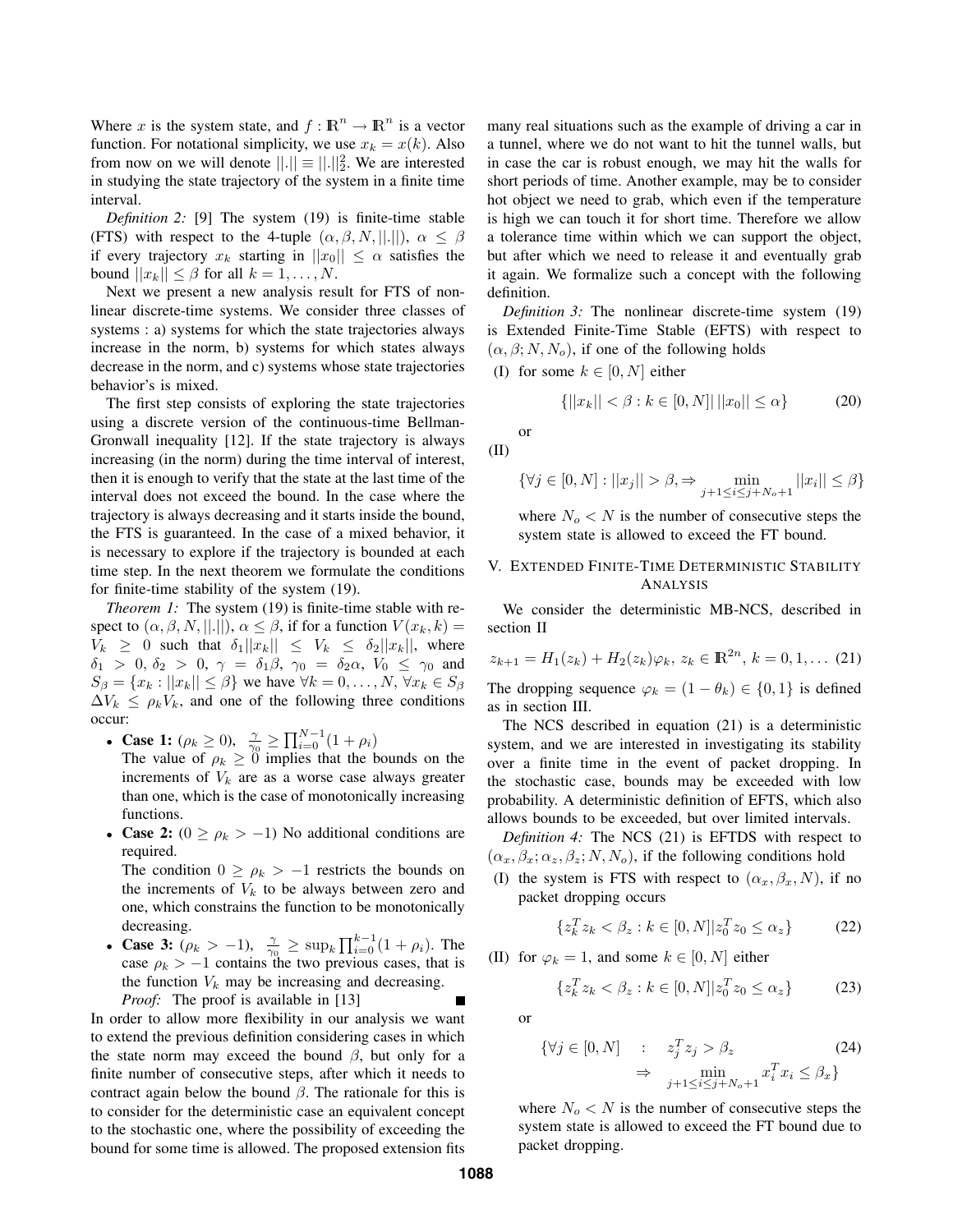Where $x$ is the system state, and $f : \mathbb{R}^n \to \mathbb{R}^n$ is a vector function. For notational simplicity, we use $x_k = x(k)$. Also from now on we will denote $||.|| \equiv ||.||_2^2$. We are interested in studying the state trajectory of the system in a finite time interval.

*Definition 2:* [9] The system (19) is finite-time stable (FTS) with respect to the 4-tuple $(\alpha, \beta, N, ||.||)$, $\alpha \leq \beta$ if every trajectory $x_k$ starting in $||x_0|| \leq \alpha$ satisfies the bound $||x_k|| \leq \beta$ for all $k = 1, \ldots, N$.

Next we present a new analysis result for FTS of nonlinear discrete-time systems. We consider three classes of systems : a) systems for which the state trajectories always increase in the norm, b) systems for which states always decrease in the norm, and c) systems whose state trajectories behavior's is mixed.

The first step consists of exploring the state trajectories using a discrete version of the continuous-time Bellman-Gronwall inequality [12]. If the state trajectory is always increasing (in the norm) during the time interval of interest, then it is enough to verify that the state at the last time of the interval does not exceed the bound. In the case where the trajectory is always decreasing and it starts inside the bound, the FTS is guaranteed. In the case of a mixed behavior, it is necessary to explore if the trajectory is bounded at each time step. In the next theorem we formulate the conditions for finite-time stability of the system (19).

*Theorem 1:* The system (19) is finite-time stable with respect to $(\alpha, \beta, N, ||.||)$, $\alpha \leq \beta$, if for a function $V(x_k, k) = V_k \geq 0$ such that $\delta_1 ||x_k|| \leq V_k \leq \delta_2 ||x_k||$, where $\delta_1 > 0$, $\delta_2 > 0$, $\gamma = \delta_1 \beta$, $\gamma_0 = \delta_2 \alpha$, $V_0 \leq \gamma_0$ and $S_\beta = \{x_k : ||x_k|| \leq \beta\}$ we have $\forall k = 0, \ldots, N$, $\forall x_k \in S_\beta$ $\Delta V_k \leq \rho_k V_k$, and one of the following three conditions occur:

- **Case 1:** $(\rho_k \geq 0)$, $\frac{\gamma}{\gamma_0} \geq \prod_{i=0}^{N-1}(1 + \rho_i)$
  The value of $\rho_k \geq 0$ implies that the bounds on the increments of $V_k$ are as a worse case always greater than one, which is the case of monotonically increasing functions.
- **Case 2:** $(0 \geq \rho_k > -1)$ No additional conditions are required.
  The condition $0 \geq \rho_k > -1$ restricts the bounds on the increments of $V_k$ to be always between zero and one, which constrains the function to be monotonically decreasing.
- **Case 3:** $(\rho_k > -1)$, $\frac{\gamma}{\gamma_0} \geq \sup_k \prod_{i=0}^{k-1}(1 + \rho_i)$. The case $\rho_k > -1$ contains the two previous cases, that is the function $V_k$ may be increasing and decreasing.

*Proof:* The proof is available in [13] ∎

In order to allow more flexibility in our analysis we want to extend the previous definition considering cases in which the state norm may exceed the bound $\beta$, but only for a finite number of consecutive steps, after which it needs to contract again below the bound $\beta$. The rationale for this is to consider for the deterministic case an equivalent concept to the stochastic one, where the possibility of exceeding the bound for some time is allowed. The proposed extension fits many real situations such as the example of driving a car in a tunnel, where we do not want to hit the tunnel walls, but in case the car is robust enough, we may hit the walls for short periods of time. Another example, may be to consider hot object we need to grab, which even if the temperature is high we can touch it for short time. Therefore we allow a tolerance time within which we can support the object, but after which we need to release it and eventually grab it again. We formalize such a concept with the following definition.

*Definition 3:* The nonlinear discrete-time system (19) is Extended Finite-Time Stable (EFTS) with respect to $(\alpha, \beta; N, N_o)$, if one of the following holds

(I) for some $k \in [0, N]$ either

$$\{||x_k|| < \beta : k \in [0, N] | \, ||x_0|| \leq \alpha\} \tag{20}$$

or

(II)

$$\{\forall j \in [0, N] : ||x_j|| > \beta, \Rightarrow \min_{j+1 \leq i \leq j+N_o+1} ||x_i|| \leq \beta\}$$

where $N_o < N$ is the number of consecutive steps the system state is allowed to exceed the FT bound.

## V. Extended Finite-Time Deterministic Stability Analysis

We consider the deterministic MB-NCS, described in section II

$$z_{k+1} = H_1(z_k) + H_2(z_k)\varphi_k, \; z_k \in \mathbb{R}^{2n}, \; k = 0, 1, \ldots \tag{21}$$

The dropping sequence $\varphi_k = (1 - \theta_k) \in \{0, 1\}$ is defined as in section III.

The NCS described in equation (21) is a deterministic system, and we are interested in investigating its stability over a finite time in the event of packet dropping. In the stochastic case, bounds may be exceeded with low probability. A deterministic definition of EFTS, which also allows bounds to be exceeded, but over limited intervals.

*Definition 4:* The NCS (21) is EFTDS with respect to $(\alpha_x, \beta_x; \alpha_z, \beta_z; N, N_o)$, if the following conditions hold

(I) the system is FTS with respect to $(\alpha_x, \beta_x, N)$, if no packet dropping occurs

$$\{z_k^T z_k < \beta_z : k \in [0, N] | z_0^T z_0 \leq \alpha_z\} \tag{22}$$

(II) for $\varphi_k = 1$, and some $k \in [0, N]$ either

$$\{z_k^T z_k < \beta_z : k \in [0, N] | z_0^T z_0 \leq \alpha_z\} \tag{23}$$

or

$$\{\forall j \in [0, N] \; : \; z_j^T z_j > \beta_z \; \Rightarrow \min_{j+1 \leq i \leq j+N_o+1} x_i^T x_i \leq \beta_x\} \tag{24}$$

where $N_o < N$ is the number of consecutive steps the system state is allowed to exceed the FT bound due to packet dropping.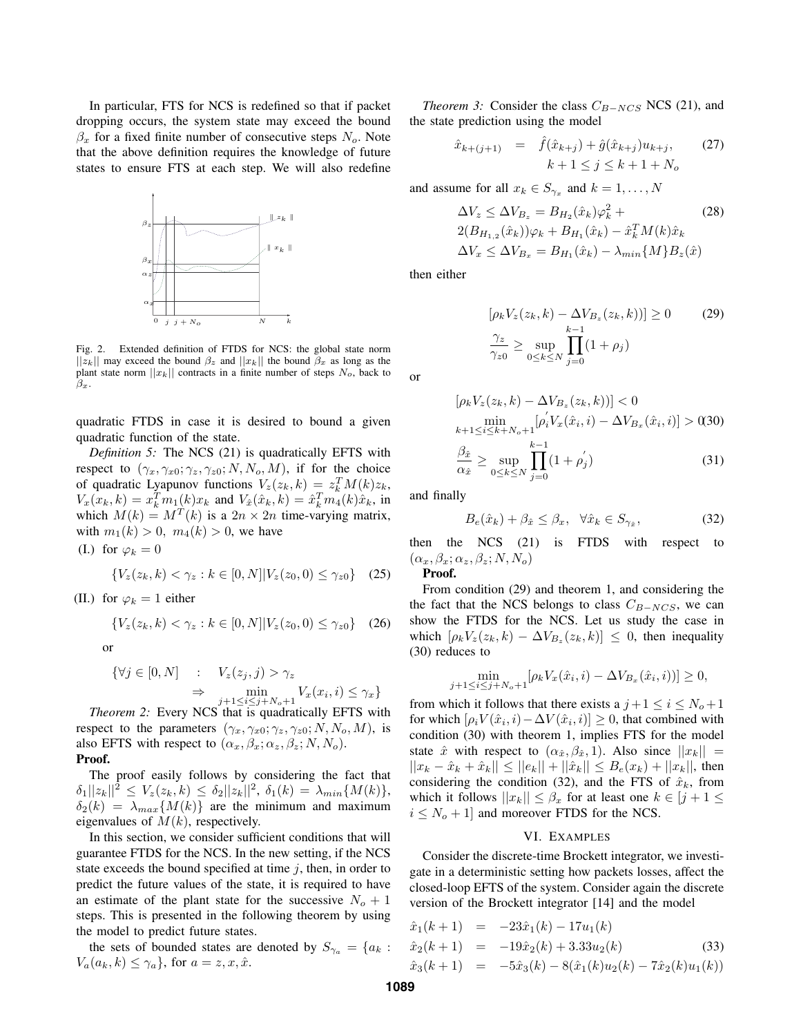In particular, FTS for NCS is redefined so that if packet dropping occurs, the system state may exceed the bound $\beta_x$ for a fixed finite number of consecutive steps $N_o$. Note that the above definition requires the knowledge of future states to ensure FTS at each step. We will also redefine quadratic FTDS in case it is desired to bound a given quadratic function of the state.

Fig. 2. Extended definition of FTDS for NCS: the global state norm $||z_k||$ may exceed the bound $\beta_z$ and $||x_k||$ the bound $\beta_x$ as long as the plant state norm $||x_k||$ contracts in a finite number of steps $N_o$, back to $\beta_x$.

*Definition 5:* The NCS (21) is quadratically EFTS with respect to $(\gamma_x, \gamma_{x0}; \gamma_z, \gamma_{z0}; N, N_o, M)$, if for the choice of quadratic Lyapunov functions $V_z(z_k, k) = z_k^T M(k) z_k$, $V_x(x_k, k) = x_k^T m_1(k) x_k$ and $V_{\hat{x}}(\hat{x}_k, k) = \hat{x}_k^T m_4(k) \hat{x}_k$, in which $M(k) = M^T(k)$ is a $2n \times 2n$ time-varying matrix, with $m_1(k) > 0,\ m_4(k) > 0$, we have

(I.) for $\varphi_k = 0$

$$\{V_z(z_k, k) < \gamma_z : k \in [0, N] | V_z(z_0, 0) \leq \gamma_{z0}\} \quad (25)$$

(II.) for $\varphi_k = 1$ either

$$\{V_z(z_k, k) < \gamma_z : k \in [0, N] | V_z(z_0, 0) \leq \gamma_{z0}\} \quad (26)$$

or

$$\{\forall j \in [0, N] \quad : \quad V_z(z_j, j) > \gamma_z \Rightarrow \min_{j+1 \leq i \leq j+N_o+1} V_x(x_i, i) \leq \gamma_x\}$$

*Theorem 2:* Every NCS that is quadratically EFTS with respect to the parameters $(\gamma_x, \gamma_{x0}; \gamma_z, \gamma_{z0}; N, N_o, M)$, is also EFTS with respect to $(\alpha_x, \beta_x; \alpha_z, \beta_z; N, N_o)$.

**Proof.**

The proof easily follows by considering the fact that $\delta_1 ||z_k||^2 \leq V_z(z_k, k) \leq \delta_2 ||z_k||^2$, $\delta_1(k) = \lambda_{min}\{M(k)\}$, $\delta_2(k) = \lambda_{max}\{M(k)\}$ are the minimum and maximum eigenvalues of $M(k)$, respectively.

In this section, we consider sufficient conditions that will guarantee FTDS for the NCS. In the new setting, if the NCS state exceeds the bound specified at time $j$, then, in order to predict the future values of the state, it is required to have an estimate of the plant state for the successive $N_o + 1$ steps. This is presented in the following theorem by using the model to predict future states.

the sets of bounded states are denoted by $S_{\gamma_a} = \{a_k : V_a(a_k, k) \leq \gamma_a\}$, for $a = z, x, \hat{x}$.

*Theorem 3:* Consider the class $C_{B-NCS}$ NCS (21), and the state prediction using the model

$$\hat{x}_{k+(j+1)} = \hat{f}(\hat{x}_{k+j}) + \hat{g}(\hat{x}_{k+j}) u_{k+j}, \quad k+1 \leq j \leq k+1+N_o \quad (27)$$

and assume for all $x_k \in S_{\gamma_x}$ and $k = 1, \ldots, N$

$$\begin{aligned} \Delta V_z \leq \Delta V_{B_z} &= B_{H_2}(\hat{x}_k)\varphi_k^2 + 2(B_{H_{1,2}}(\hat{x}_k))\varphi_k + B_{H_1}(\hat{x}_k) - \hat{x}_k^T M(k) \hat{x}_k \\ \Delta V_x \leq \Delta V_{B_x} &= B_{H_1}(\hat{x}_k) - \lambda_{min}\{M\} B_z(\hat{x}) \end{aligned} \quad (28)$$

then either

$$[\rho_k V_z(z_k, k) - \Delta V_{B_z}(z_k, k))] \geq 0 \quad (29)$$

$$\frac{\gamma_z}{\gamma_{z0}} \geq \sup_{0 \leq k \leq N} \prod_{j=0}^{k-1} (1 + \rho_j)$$

or

$$[\rho_k V_z(z_k, k) - \Delta V_{B_z}(z_k, k))] < 0$$

$$\min_{k+1 \leq i \leq k+N_o+1} [\rho_i^{'} V_x(\hat{x}_i, i) - \Delta V_{B_x}(\hat{x}_i, i)] > 0 \quad (30)$$

$$\frac{\beta_{\hat{x}}}{\alpha_{\hat{x}}} \geq \sup_{0 \leq k \leq N} \prod_{j=0}^{k-1} (1 + \rho_j^{'}) \quad (31)$$

and finally

$$B_e(\hat{x}_k) + \beta_{\hat{x}} \leq \beta_x, \quad \forall \hat{x}_k \in S_{\gamma_{\hat{x}}}, \quad (32)$$

then the NCS (21) is FTDS with respect to $(\alpha_x, \beta_x; \alpha_z, \beta_z; N, N_o)$

**Proof.**

From condition (29) and theorem 1, and considering the the fact that the NCS belongs to class $C_{B-NCS}$, we can show the FTDS for the NCS. Let us study the case in which $[\rho_k V_z(z_k, k) - \Delta V_{B_z}(z_k, k)] \leq 0$, then inequality (30) reduces to

$$\min_{j+1 \leq i \leq j+N_o+1} [\rho_k V_x(\hat{x}_i, i) - \Delta V_{B_x}(\hat{x}_i, i))] \geq 0,$$

from which it follows that there exists a $j+1 \leq i \leq N_o+1$ for which $[\rho_i V(\hat{x}_i, i) - \Delta V(\hat{x}_i, i)] \geq 0$, that combined with condition (30) with theorem 1, implies FTS for the model state $\hat{x}$ with respect to $(\alpha_{\hat{x}}, \beta_{\hat{x}}, 1)$. Also since $||x_k|| = ||x_k - \hat{x}_k + \hat{x}_k|| \leq ||e_k|| + ||\hat{x}_k|| \leq B_e(x_k) + ||x_k||$, then considering the condition (32), and the FTS of $\hat{x}_k$, from which it follows $||x_k|| \leq \beta_x$ for at least one $k \in [j+1 \leq i \leq N_o+1]$ and moreover FTDS for the NCS.

## VI. Examples

Consider the discrete-time Brockett integrator, we investigate in a deterministic setting how packets losses, affect the closed-loop EFTS of the system. Consider again the discrete version of the Brockett integrator [14] and the model

$$\begin{aligned} \hat{x}_1(k+1) &= -23\hat{x}_1(k) - 17u_1(k) \\ \hat{x}_2(k+1) &= -19\hat{x}_2(k) + 3.33u_2(k) \\ \hat{x}_3(k+1) &= -5\hat{x}_3(k) - 8(\hat{x}_1(k)u_2(k) - 7\hat{x}_2(k)u_1(k)) \end{aligned} \quad (33)$$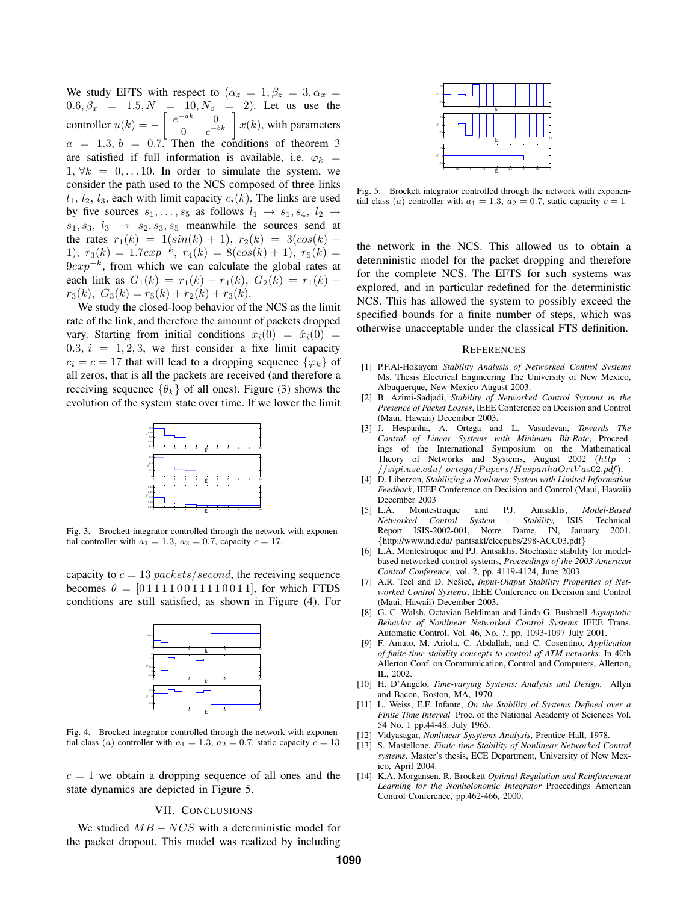We study EFTS with respect to ($\alpha_z = 1, \beta_z = 3, \alpha_x = 0.6, \beta_x = 1.5, N = 10, N_o = 2$). Let us use the controller $u(k) = -\begin{bmatrix} e^{-ak} & 0 \\ 0 & e^{-bk} \end{bmatrix} x(k)$, with parameters $a = 1.3, b = 0.7$. Then the conditions of theorem 3 are satisfied if full information is available, i.e. $\varphi_k = 1, \forall k = 0, \ldots 10$. In order to simulate the system, we consider the path used to the NCS composed of three links $l_1, l_2, l_3$, each with limit capacity $c_i(k)$. The links are used by five sources $s_1, \ldots, s_5$ as follows $l_1 \rightarrow s_1, s_4,\ l_2 \rightarrow s_1, s_3,\ l_3 \rightarrow s_2, s_3, s_5$ meanwhile the sources send at the rates $r_1(k) = 1(sin(k) + 1),\ r_2(k) = 3(cos(k) + 1),\ r_3(k) = 1.7exp^{-k},\ r_4(k) = 8(cos(k) + 1),\ r_5(k) = 9exp^{-k}$, from which we can calculate the global rates at each link as $G_1(k) = r_1(k) + r_4(k),\ G_2(k) = r_1(k) + r_3(k),\ G_3(k) = r_5(k) + r_2(k) + r_3(k)$.

We study the closed-loop behavior of the NCS as the limit rate of the link, and therefore the amount of packets dropped vary. Starting from initial conditions $x_i(0) = \hat{x}_i(0) = 0.3,\ i = 1, 2, 3$, we first consider a fixe limit capacity $c_i = c = 17$ that will lead to a dropping sequence $\{\varphi_k\}$ of all zeros, that is all the packets are received (and therefore a receiving sequence $\{\theta_k\}$ of all ones). Figure (3) shows the evolution of the system state over time. If we lower the limit

Fig. 3. Brockett integrator controlled through the network with exponential controller with $a_1 = 1.3$, $a_2 = 0.7$, capacity $c = 17$.

capacity to $c = 13\ packets/second$, the receiving sequence becomes $\theta = [0\,1\,1\,1\,1\,0\,0\,1\,1\,1\,1\,0\,0\,1\,1]$, for which FTDS conditions are still satisfied, as shown in Figure (4). For

Fig. 4. Brockett integrator controlled through the network with exponential class $(a)$ controller with $a_1 = 1.3$, $a_2 = 0.7$, static capacity $c = 13$

$c = 1$ we obtain a dropping sequence of all ones and the state dynamics are depicted in Figure 5.

Fig. 5. Brockett integrator controlled through the network with exponential class $(a)$ controller with $a_1 = 1.3$, $a_2 = 0.7$, static capacity $c = 1$

## VII. Conclusions

We studied $MB-NCS$ with a deterministic model for the packet dropout. This model was realized by including the network in the NCS. This allowed us to obtain a deterministic model for the packet dropping and therefore for the complete NCS. The EFTS for such systems was explored, and in particular redefined for the deterministic NCS. This has allowed the system to possibly exceed the specified bounds for a finite number of steps, which was otherwise unacceptable under the classical FTS definition.

## References

[1] P.F.Al-Hokayem *Stability Analysis of Networked Control Systems* Ms. Thesis Electrical Engineering The University of New Mexico, Albuquerque, New Mexico August 2003.

[2] B. Azimi-Sadjadi, *Stability of Networked Control Systems in the Presence of Packet Losses*, IEEE Conference on Decision and Control (Maui, Hawaii) December 2003.

[3] J. Hespanha, A. Ortega and L. Vasudevan, *Towards The Control of Linear Systems with Minimum Bit-Rate*, Proceedings of the International Symposium on the Mathematical Theory of Networks and Systems, August 2002 ($http://sipi.usc.edu/\ ortega/Papers/HespanhaOrtVas02.pdf$).

[4] D. Liberzon, *Stabilizing a Nonlinear System with Limited Information Feedback*, IEEE Conference on Decision and Control (Maui, Hawaii) December 2003

[5] L.A. Montestruque and P.J. Antsaklis, *Model-Based Networked Control System - Stability,* ISIS Technical Report ISIS-2002-001, Notre Dame, IN, January 2001. {http://www.nd.edu/ pantsakl/elecpubs/298-ACC03.pdf}

[6] L.A. Montestruque and P.J. Antsaklis, Stochastic stability for model-based networked control systems, *Proceedings of the 2003 American Control Conference,* vol. 2, pp. 4119-4124, June 2003.

[7] A.R. Teel and D. Nešicć, *Input-Output Stability Properties of Networked Control Systems*, IEEE Conference on Decision and Control (Maui, Hawaii) December 2003.

[8] G. C. Walsh, Octavian Beldiman and Linda G. Bushnell *Asymptotic Behavior of Nonlinear Networked Control Systems* IEEE Trans. Automatic Control, Vol. 46, No. 7, pp. 1093-1097 July 2001.

[9] F. Amato, M. Ariola, C. Abdallah, and C. Cosentino, *Application of finite-time stability concepts to control of ATM networks.* In 40th Allerton Conf. on Communication, Control and Computers, Allerton, IL, 2002.

[10] H. D'Angelo, *Time-varying Systems: Analysis and Design.* Allyn and Bacon, Boston, MA, 1970.

[11] L. Weiss, E.F. Infante, *On the Stability of Systems Defined over a Finite Time Interval* Proc. of the National Academy of Sciences Vol. 54 No. 1 pp.44-48. July 1965.

[12] Vidyasagar, *Nonlinear Sysytems Analysis*, Prentice-Hall, 1978.

[13] S. Mastellone, *Finite-time Stability of Nonlinear Networked Control systems*. Master's thesis, ECE Department, University of New Mexico, April 2004.

[14] K.A. Morgansen, R. Brockett *Optimal Regulation and Reinforcement Learning for the Nonholonomic Integrator* Proceedings American Control Conference, pp.462-466, 2000.